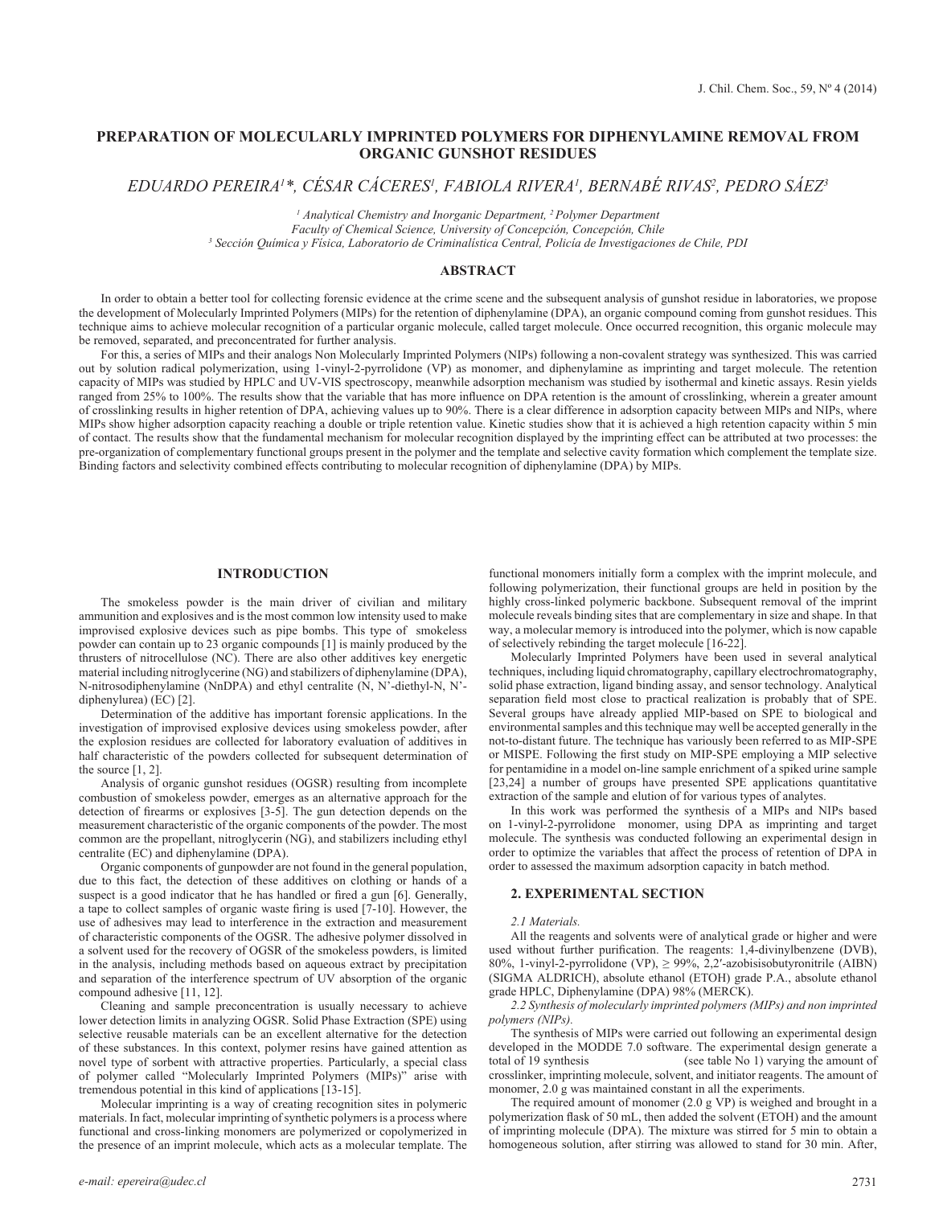# PREPARATION OF MOLECULARLY IMPRINTED POLYMERS FOR DIPHENYLAMINE REMOVAL FROM ORGANIC GUNSHOT RESIDUES

*EDUARDO PEREIRA[1]\*, CÉSAR CÁCERES[1], FABIOLA RIVERA[1], BERNABÉ RIVAS[2], PEDRO SÁEZ[3]*

[1] Analytical Chemistry and Inorganic Department, [2] Polymer Department
Faculty of Chemical Science, University of Concepción, Concepción, Chile
[3] Sección Química y Física, Laboratorio de Criminalística Central, Policía de Investigaciones de Chile, PDI

## ABSTRACT

In order to obtain a better tool for collecting forensic evidence at the crime scene and the subsequent analysis of gunshot residue in laboratories, we propose the development of Molecularly Imprinted Polymers (MIPs) for the retention of diphenylamine (DPA), an organic compound coming from gunshot residues. This technique aims to achieve molecular recognition of a particular organic molecule, called target molecule. Once occurred recognition, this organic molecule may be removed, separated, and preconcentrated for further analysis.

For this, a series of MIPs and their analogs Non Molecularly Imprinted Polymers (NIPs) following a non-covalent strategy was synthesized. This was carried out by solution radical polymerization, using 1-vinyl-2-pyrrolidone (VP) as monomer, and diphenylamine as imprinting and target molecule. The retention capacity of MIPs was studied by HPLC and UV-VIS spectroscopy, meanwhile adsorption mechanism was studied by isothermal and kinetic assays. Resin yields ranged from 25% to 100%. The results show that the variable that has more influence on DPA retention is the amount of crosslinking, wherein a greater amount of crosslinking results in higher retention of DPA, achieving values up to 90%. There is a clear difference in adsorption capacity between MIPs and NIPs, where MIPs show higher adsorption capacity reaching a double or triple retention value. Kinetic studies show that it is achieved a high retention capacity within 5 min of contact. The results show that the fundamental mechanism for molecular recognition displayed by the imprinting effect can be attributed at two processes: the pre-organization of complementary functional groups present in the polymer and the template and selective cavity formation which complement the template size. Binding factors and selectivity combined effects contributing to molecular recognition of diphenylamine (DPA) by MIPs.

## INTRODUCTION

The smokeless powder is the main driver of civilian and military ammunition and explosives and is the most common low intensity used to make improvised explosive devices such as pipe bombs. This type of smokeless powder can contain up to 23 organic compounds [1] is mainly produced by the thrusters of nitrocellulose (NC). There are also other additives key energetic material including nitroglycerine (NG) and stabilizers of diphenylamine (DPA), N-nitrosodiphenylamine (NnDPA) and ethyl centralite (N, N'-diethyl-N, N'-diphenylurea) (EC) [2].

Determination of the additive has important forensic applications. In the investigation of improvised explosive devices using smokeless powder, after the explosion residues are collected for laboratory evaluation of additives in half characteristic of the powders collected for subsequent determination of the source [1, 2].

Analysis of organic gunshot residues (OGSR) resulting from incomplete combustion of smokeless powder, emerges as an alternative approach for the detection of firearms or explosives [3-5]. The gun detection depends on the measurement characteristic of the organic components of the powder. The most common are the propellant, nitroglycerin (NG), and stabilizers including ethyl centralite (EC) and diphenylamine (DPA).

Organic components of gunpowder are not found in the general population, due to this fact, the detection of these additives on clothing or hands of a suspect is a good indicator that he has handled or fired a gun [6]. Generally, a tape to collect samples of organic waste firing is used [7-10]. However, the use of adhesives may lead to interference in the extraction and measurement of characteristic components of the OGSR. The adhesive polymer dissolved in a solvent used for the recovery of OGSR of the smokeless powders, is limited in the analysis, including methods based on aqueous extract by precipitation and separation of the interference spectrum of UV absorption of the organic compound adhesive [11, 12].

Cleaning and sample preconcentration is usually necessary to achieve lower detection limits in analyzing OGSR. Solid Phase Extraction (SPE) using selective reusable materials can be an excellent alternative for the detection of these substances. In this context, polymer resins have gained attention as novel type of sorbent with attractive properties. Particularly, a special class of polymer called "Molecularly Imprinted Polymers (MIPs)" arise with tremendous potential in this kind of applications [13-15].

Molecular imprinting is a way of creating recognition sites in polymeric materials. In fact, molecular imprinting of synthetic polymers is a process where functional and cross-linking monomers are polymerized or copolymerized in the presence of an imprint molecule, which acts as a molecular template. The functional monomers initially form a complex with the imprint molecule, and following polymerization, their functional groups are held in position by the highly cross-linked polymeric backbone. Subsequent removal of the imprint molecule reveals binding sites that are complementary in size and shape. In that way, a molecular memory is introduced into the polymer, which is now capable of selectively rebinding the target molecule [16-22].

Molecularly Imprinted Polymers have been used in several analytical techniques, including liquid chromatography, capillary electrochromatography, solid phase extraction, ligand binding assay, and sensor technology. Analytical separation field most close to practical realization is probably that of SPE. Several groups have already applied MIP-based on SPE to biological and environmental samples and this technique may well be accepted generally in the not-to-distant future. The technique has variously been referred to as MIP-SPE or MISPE. Following the first study on MIP-SPE employing a MIP selective for pentamidine in a model on-line sample enrichment of a spiked urine sample [23,24] a number of groups have presented SPE applications quantitative extraction of the sample and elution of for various types of analytes.

In this work was performed the synthesis of a MIPs and NIPs based on 1-vinyl-2-pyrrolidone monomer, using DPA as imprinting and target molecule. The synthesis was conducted following an experimental design in order to optimize the variables that affect the process of retention of DPA in order to assessed the maximum adsorption capacity in batch method.

## 2. EXPERIMENTAL SECTION

*2.1 Materials.*

All the reagents and solvents were of analytical grade or higher and were used without further purification. The reagents: 1,4-divinylbenzene (DVB), 80%, 1-vinyl-2-pyrrolidone (VP), ≥ 99%, 2,2′-azobisisobutyronitrile (AIBN) (SIGMA ALDRICH), absolute ethanol (ETOH) grade P.A., absolute ethanol grade HPLC, Diphenylamine (DPA) 98% (MERCK).

*2.2 Synthesis of molecularly imprinted polymers (MIPs) and non imprinted polymers (NIPs).*

The synthesis of MIPs were carried out following an experimental design developed in the MODDE 7.0 software. The experimental design generate a total of 19 synthesis (see table No 1) varying the amount of crosslinker, imprinting molecule, solvent, and initiator reagents. The amount of monomer, 2.0 g was maintained constant in all the experiments.

The required amount of monomer (2.0 g VP) is weighed and brought in a polymerization flask of 50 mL, then added the solvent (ETOH) and the amount of imprinting molecule (DPA). The mixture was stirred for 5 min to obtain a homogeneous solution, after stirring was allowed to stand for 30 min. After,

e-mail: epereira@udec.cl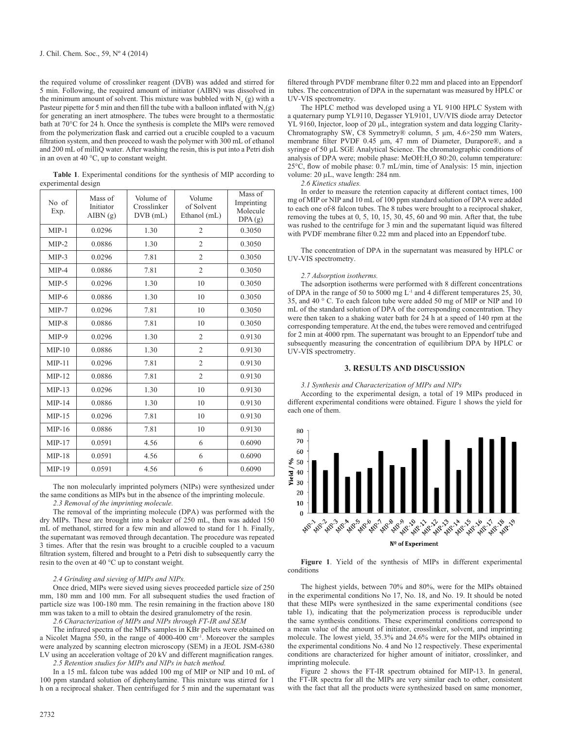the required volume of crosslinker reagent (DVB) was added and stirred for 5 min. Following, the required amount of initiator (AIBN) was dissolved in the minimum amount of solvent. This mixture was bubbled with $N_2$ (g) with a Pasteur pipette for 5 min and then fill the tube with a balloon inflated with $N_2$(g) for generating an inert atmosphere. The tubes were brought to a thermostatic bath at 70°C for 24 h. Once the synthesis is complete the MIPs were removed from the polymerization flask and carried out a crucible coupled to a vacuum filtration system, and then proceed to wash the polymer with 300 mL of ethanol and 200 mL of milliQ water. After washing the resin, this is put into a Petri dish in an oven at 40 °C, up to constant weight.

**Table 1**. Experimental conditions for the synthesis of MIP according to experimental design

| No of Exp. | Mass of Initiator AIBN (g) | Volume of Crosslinker DVB (mL) | Volume of Solvent Ethanol (mL) | Mass of Imprinting Molecule DPA (g) |
|---|---|---|---|---|
| MIP-1 | 0.0296 | 1.30 | 2 | 0.3050 |
| MIP-2 | 0.0886 | 1.30 | 2 | 0.3050 |
| MIP-3 | 0.0296 | 7.81 | 2 | 0.3050 |
| MIP-4 | 0.0886 | 7.81 | 2 | 0.3050 |
| MIP-5 | 0.0296 | 1.30 | 10 | 0.3050 |
| MIP-6 | 0.0886 | 1.30 | 10 | 0.3050 |
| MIP-7 | 0.0296 | 7.81 | 10 | 0.3050 |
| MIP-8 | 0.0886 | 7.81 | 10 | 0.3050 |
| MIP-9 | 0.0296 | 1.30 | 2 | 0.9130 |
| MIP-10 | 0.0886 | 1.30 | 2 | 0.9130 |
| MIP-11 | 0.0296 | 7.81 | 2 | 0.9130 |
| MIP-12 | 0.0886 | 7.81 | 2 | 0.9130 |
| MIP-13 | 0.0296 | 1.30 | 10 | 0.9130 |
| MIP-14 | 0.0886 | 1.30 | 10 | 0.9130 |
| MIP-15 | 0.0296 | 7.81 | 10 | 0.9130 |
| MIP-16 | 0.0886 | 7.81 | 10 | 0.9130 |
| MIP-17 | 0.0591 | 4.56 | 6 | 0.6090 |
| MIP-18 | 0.0591 | 4.56 | 6 | 0.6090 |
| MIP-19 | 0.0591 | 4.56 | 6 | 0.6090 |

The non molecularly imprinted polymers (NIPs) were synthesized under the same conditions as MIPs but in the absence of the imprinting molecule.

*2.3 Removal of the imprinting molecule.*

The removal of the imprinting molecule (DPA) was performed with the dry MIPs. These are brought into a beaker of 250 mL, then was added 150 mL of methanol, stirred for a few min and allowed to stand for 1 h. Finally, the supernatant was removed through decantation. The procedure was repeated 3 times. After that the resin was brought to a crucible coupled to a vacuum filtration system, filtered and brought to a Petri dish to subsequently carry the resin to the oven at 40 °C up to constant weight.

*2.4 Grinding and sieving of MIPs and NIPs.*

Once dried, MIPs were sieved using sieves proceeded particle size of 250 mm, 180 mm and 100 mm. For all subsequent studies the used fraction of particle size was 100-180 mm. The resin remaining in the fraction above 180 mm was taken to a mill to obtain the desired granulometry of the resin.

*2.6 Characterization of MIPs and NIPs through FT-IR and SEM*

The infrared spectra of the MIPs samples in KBr pellets were obtained on a Nicolet Magna 550, in the range of 4000-400 cm$^{-1}$. Moreover the samples were analyzed by scanning electron microscopy (SEM) in a JEOL JSM-6380 LV using an acceleration voltage of 20 kV and different magnification ranges.

*2.5 Retention studies for MIPs and NIPs in batch method.*

In a 15 mL falcon tube was added 100 mg of MIP or NIP and 10 mL of 100 ppm standard solution of diphenylamine. This mixture was stirred for 1 h on a reciprocal shaker. Then centrifuged for 5 min and the supernatant was filtered through PVDF membrane filter 0.22 mm and placed into an Eppendorf tubes. The concentration of DPA in the supernatant was measured by HPLC or UV-VIS spectrometry.

The HPLC method was developed using a YL 9100 HPLC System with a quaternary pump YL9110, Degasser YL9101, UV/VIS diode array Detector YL 9160, Injector, loop of 20 µL, integration system and data logging Clarity-Chromatography SW, C8 Symmetry® column, 5 µm, 4.6×250 mm Waters, membrane filter PVDF 0.45 µm, 47 mm of Diameter, Durapore®, and a syringe of 50 µL SGE Analytical Science. The chromatographic conditions of analysis of DPA were; mobile phase: MeOH:$H_2O$ 80:20, column temperature: 25°C, flow of mobile phase: 0.7 mL/min, time of Analysis: 15 min, injection volume: 20 µL, wave length: 284 nm.

*2.6 Kinetics studies.*

In order to measure the retention capacity at different contact times, 100 mg of MIP or NIP and 10 mL of 100 ppm standard solution of DPA were added to each one of-8 falcon tubes. The 8 tubes were brought to a reciprocal shaker, removing the tubes at 0, 5, 10, 15, 30, 45, 60 and 90 min. After that, the tube was rushed to the centrifuge for 3 min and the supernatant liquid was filtered with PVDF membrane filter 0.22 mm and placed into an Eppendorf tube.

The concentration of DPA in the supernatant was measured by HPLC or UV-VIS spectrometry.

*2.7 Adsorption isotherms.*

The adsorption isotherms were performed with 8 different concentrations of DPA in the range of 50 to 5000 mg L$^{-1}$ and 4 different temperatures 25, 30, 35, and 40 ° C. To each falcon tube were added 50 mg of MIP or NIP and 10 mL of the standard solution of DPA of the corresponding concentration. They were then taken to a shaking water bath for 24 h at a speed of 140 rpm at the corresponding temperature. At the end, the tubes were removed and centrifuged for 2 min at 4000 rpm. The supernatant was brought to an Eppendorf tube and subsequently measuring the concentration of equilibrium DPA by HPLC or UV-VIS spectrometry.

## 3. RESULTS AND DISCUSSION

*3.1 Synthesis and Characterization of MIPs and NIPs*

According to the experimental design, a total of 19 MIPs produced in different experimental conditions were obtained. Figure 1 shows the yield for each one of them.

**Figure 1**. Yield of the synthesis of MIPs in different experimental conditions

The highest yields, between 70% and 80%, were for the MIPs obtained in the experimental conditions No 17, No. 18, and No. 19. It should be noted that these MIPs were synthesized in the same experimental conditions (see table 1), indicating that the polymerization process is reproducible under the same synthesis conditions. These experimental conditions correspond to a mean value of the amount of initiator, crosslinker, solvent, and imprinting molecule. The lowest yield, 35.3% and 24.6% were for the MIPs obtained in the experimental conditions No. 4 and No 12 respectively. These experimental conditions are characterized for higher amount of initiator, crosslinker, and imprinting molecule.

Figure 2 shows the FT-IR spectrum obtained for MIP-13. In general, the FT-IR spectra for all the MIPs are very similar each to other, consistent with the fact that all the products were synthesized based on same monomer,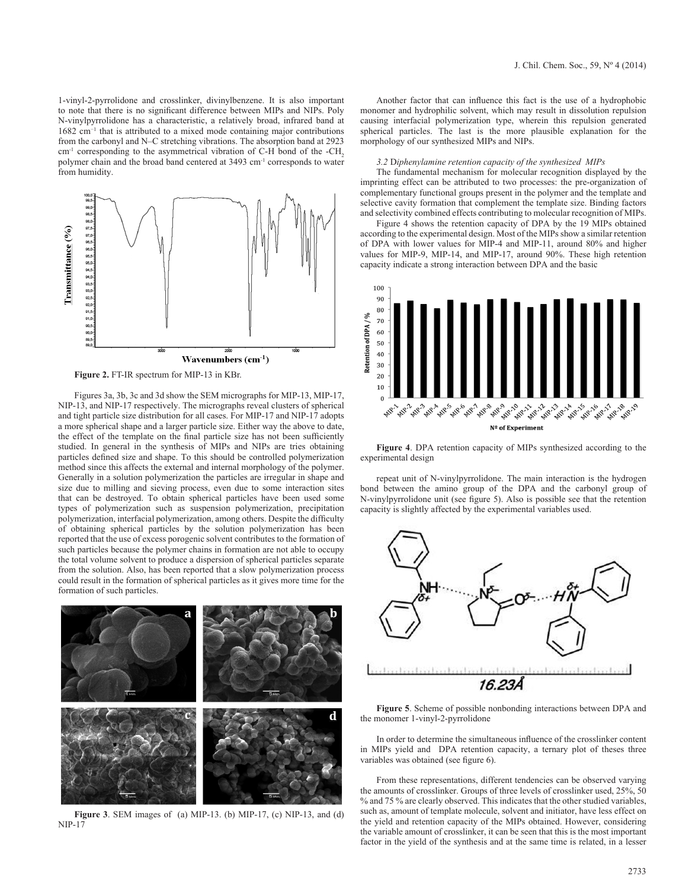1-vinyl-2-pyrrolidone and crosslinker, divinylbenzene. It is also important to note that there is no significant difference between MIPs and NIPs. Poly N-vinylpyrrolidone has a characteristic, a relatively broad, infrared band at 1682 cm$^{-1}$ that is attributed to a mixed mode containing major contributions from the carbonyl and N–C stretching vibrations. The absorption band at 2923 cm$^{-1}$ corresponding to the asymmetrical vibration of C-H bond of the $-CH_2$ polymer chain and the broad band centered at 3493 cm$^{-1}$ corresponds to water from humidity.

Transmittance (%)

Wavenumbers (cm$^{-1}$)

**Figure 2.** FT-IR spectrum for MIP-13 in KBr.

Figures 3a, 3b, 3c and 3d show the SEM micrographs for MIP-13, MIP-17, NIP-13, and NIP-17 respectively. The micrographs reveal clusters of spherical and tight particle size distribution for all cases. For MIP-17 and NIP-17 adopts a more spherical shape and a larger particle size. Either way the above to date, the effect of the template on the final particle size has not been sufficiently studied. In general in the synthesis of MIPs and NIPs are tries obtaining particles defined size and shape. To this should be controlled polymerization method since this affects the external and internal morphology of the polymer. Generally in a solution polymerization the particles are irregular in shape and size due to milling and sieving process, even due to some interaction sites that can be destroyed. To obtain spherical particles have been used some types of polymerization such as suspension polymerization, precipitation polymerization, interfacial polymerization, among others. Despite the difficulty of obtaining spherical particles by the solution polymerization has been reported that the use of excess porogenic solvent contributes to the formation of such particles because the polymer chains in formation are not able to occupy the total volume solvent to produce a dispersion of spherical particles separate from the solution. Also, has been reported that a slow polymerization process could result in the formation of spherical particles as it gives more time for the formation of such particles.

**Figure 3**. SEM images of (a) MIP-13. (b) MIP-17, (c) NIP-13, and (d) NIP-17

Another factor that can influence this fact is the use of a hydrophobic monomer and hydrophilic solvent, which may result in dissolution repulsion causing interfacial polymerization type, wherein this repulsion generated spherical particles. The last is the more plausible explanation for the morphology of our synthesized MIPs and NIPs.

### *3.2 Diphenylamine retention capacity of the synthesized MIPs*

The fundamental mechanism for molecular recognition displayed by the imprinting effect can be attributed to two processes: the pre-organization of complementary functional groups present in the polymer and the template and selective cavity formation that complement the template size. Binding factors and selectivity combined effects contributing to molecular recognition of MIPs.

Figure 4 shows the retention capacity of DPA by the 19 MIPs obtained according to the experimental design. Most of the MIPs show a similar retention of DPA with lower values for MIP-4 and MIP-11, around 80% and higher values for MIP-9, MIP-14, and MIP-17, around 90%. These high retention capacity indicate a strong interaction between DPA and the basic repeat unit of N-vinylpyrrolidone. The main interaction is the hydrogen bond between the amino group of the DPA and the carbonyl group of N-vinylpyrrolidone unit (see figure 5). Also is possible see that the retention capacity is slightly affected by the experimental variables used.

Retention of DPA / %

100
90
80
70
60
50
40
30
20
10
0

MIP-1 MIP-2 MIP-3 MIP-4 MIP-5 MIP-6 MIP-7 MIP-8 MIP-9 MIP-10 MIP-11 MIP-12 MIP-13 MIP-14 MIP-15 MIP-16 MIP-17 MIP-18 MIP-19

Nº of Experiment

**Figure 4**. DPA retention capacity of MIPs synthesized according to the experimental design

16.23Å

**Figure 5**. Scheme of possible nonbonding interactions between DPA and the monomer 1-vinyl-2-pyrrolidone

In order to determine the simultaneous influence of the crosslinker content in MIPs yield and DPA retention capacity, a ternary plot of theses three variables was obtained (see figure 6).

From these representations, different tendencies can be observed varying the amounts of crosslinker. Groups of three levels of crosslinker used, 25%, 50 % and 75 % are clearly observed. This indicates that the other studied variables, such as, amount of template molecule, solvent and initiator, have less effect on the yield and retention capacity of the MIPs obtained. However, considering the variable amount of crosslinker, it can be seen that this is the most important factor in the yield of the synthesis and at the same time is related, in a lesser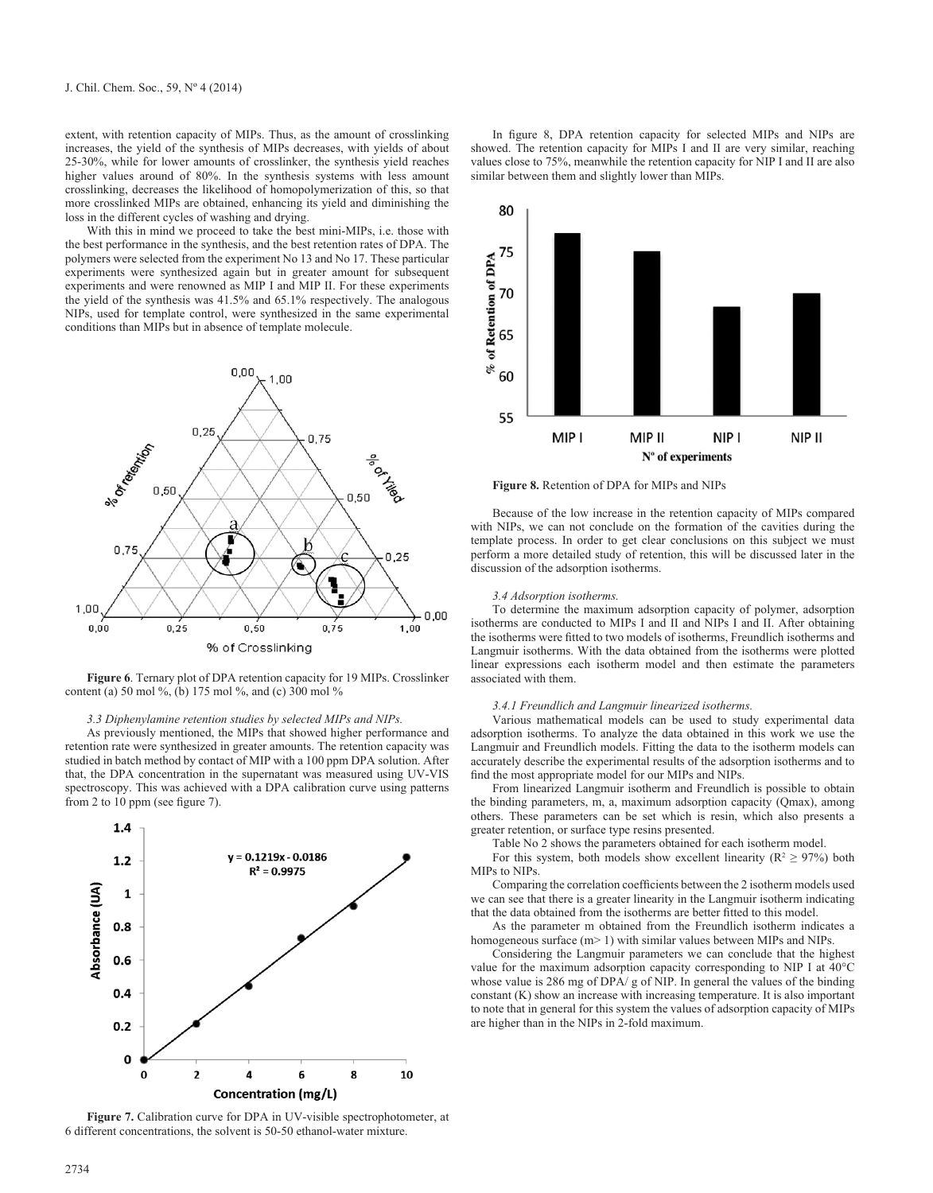extent, with retention capacity of MIPs. Thus, as the amount of crosslinking increases, the yield of the synthesis of MIPs decreases, with yields of about 25-30%, while for lower amounts of crosslinker, the synthesis yield reaches higher values around of 80%. In the synthesis systems with less amount crosslinking, decreases the likelihood of homopolymerization of this, so that more crosslinked MIPs are obtained, enhancing its yield and diminishing the loss in the different cycles of washing and drying.

With this in mind we proceed to take the best mini-MIPs, i.e. those with the best performance in the synthesis, and the best retention rates of DPA. The polymers were selected from the experiment No 13 and No 17. These particular experiments were synthesized again but in greater amount for subsequent experiments and were renowned as MIP I and MIP II. For these experiments the yield of the synthesis was 41.5% and 65.1% respectively. The analogous NIPs, used for template control, were synthesized in the same experimental conditions than MIPs but in absence of template molecule.

**Figure 6**. Ternary plot of DPA retention capacity for 19 MIPs. Crosslinker content (a) 50 mol %, (b) 175 mol %, and (c) 300 mol %

*3.3 Diphenylamine retention studies by selected MIPs and NIPs.*

As previously mentioned, the MIPs that showed higher performance and retention rate were synthesized in greater amounts. The retention capacity was studied in batch method by contact of MIP with a 100 ppm DPA solution. After that, the DPA concentration in the supernatant was measured using UV-VIS spectroscopy. This was achieved with a DPA calibration curve using patterns from 2 to 10 ppm (see figure 7).

**Figure 7.** Calibration curve for DPA in UV-visible spectrophotometer, at 6 different concentrations, the solvent is 50-50 ethanol-water mixture.

In figure 8, DPA retention capacity for selected MIPs and NIPs are showed. The retention capacity for MIPs I and II are very similar, reaching values close to 75%, meanwhile the retention capacity for NIP I and II are also similar between them and slightly lower than MIPs.

**Figure 8.** Retention of DPA for MIPs and NIPs

Because of the low increase in the retention capacity of MIPs compared with NIPs, we can not conclude on the formation of the cavities during the template process. In order to get clear conclusions on this subject we must perform a more detailed study of retention, this will be discussed later in the discussion of the adsorption isotherms.

*3.4 Adsorption isotherms.*

To determine the maximum adsorption capacity of polymer, adsorption isotherms are conducted to MIPs I and II and NIPs I and II. After obtaining the isotherms were fitted to two models of isotherms, Freundlich isotherms and Langmuir isotherms. With the data obtained from the isotherms were plotted linear expressions each isotherm model and then estimate the parameters associated with them.

*3.4.1 Freundlich and Langmuir linearized isotherms.*

Various mathematical models can be used to study experimental data adsorption isotherms. To analyze the data obtained in this work we use the Langmuir and Freundlich models. Fitting the data to the isotherm models can accurately describe the experimental results of the adsorption isotherms and to find the most appropriate model for our MIPs and NIPs.

From linearized Langmuir isotherm and Freundlich is possible to obtain the binding parameters, m, a, maximum adsorption capacity (Qmax), among others. These parameters can be set which is resin, which also presents a greater retention, or surface type resins presented.

Table No 2 shows the parameters obtained for each isotherm model.

For this system, both models show excellent linearity ($R^2 \geq 97\%$) both MIPs to NIPs.

Comparing the correlation coefficients between the 2 isotherm models used we can see that there is a greater linearity in the Langmuir isotherm indicating that the data obtained from the isotherms are better fitted to this model.

As the parameter m obtained from the Freundlich isotherm indicates a homogeneous surface ($m > 1$) with similar values between MIPs and NIPs.

Considering the Langmuir parameters we can conclude that the highest value for the maximum adsorption capacity corresponding to NIP I at 40°C whose value is 286 mg of DPA/ g of NIP. In general the values of the binding constant (K) show an increase with increasing temperature. It is also important to note that in general for this system the values of adsorption capacity of MIPs are higher than in the NIPs in 2-fold maximum.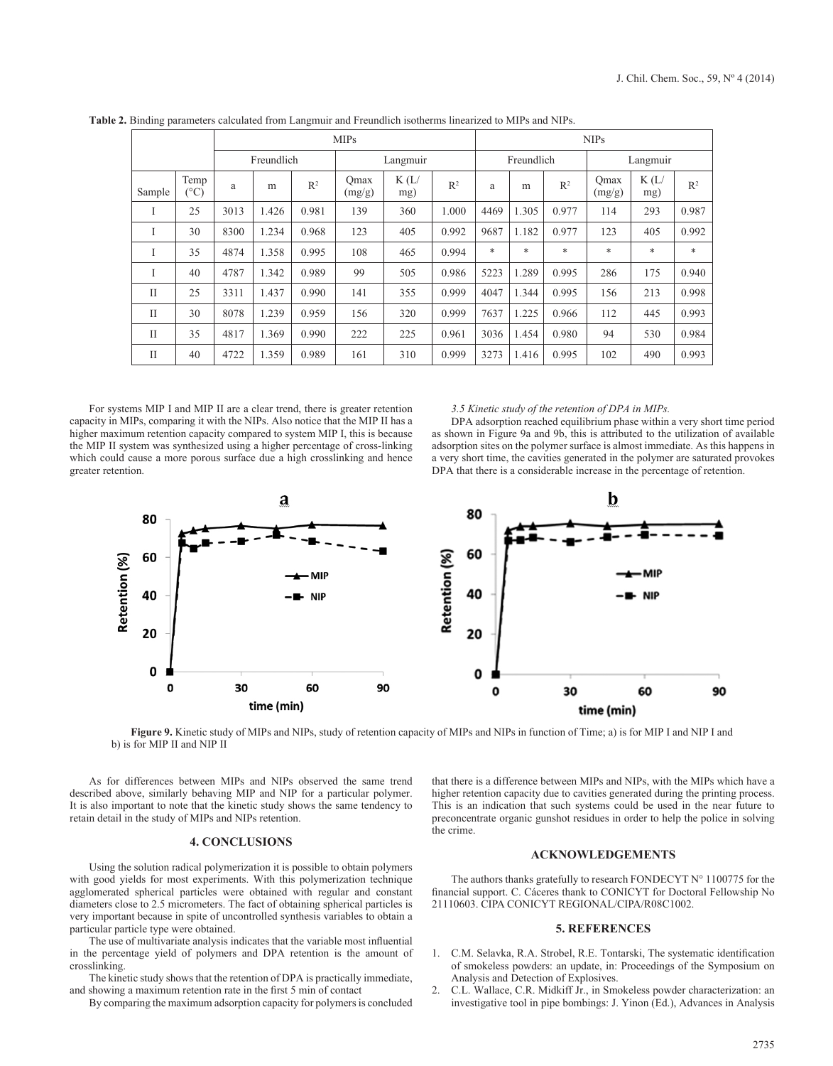**Table 2.** Binding parameters calculated from Langmuir and Freundlich isotherms linearized to MIPs and NIPs.

| | | MIPs | | | | | | NIPs | | | | | |
|---|---|---|---|---|---|---|---|---|---|---|---|---|---|
| | | Freundlich | | | Langmuir | | | Freundlich | | | Langmuir | | |
| Sample | Temp (°C) | a | m | $R^2$ | Qmax (mg/g) | K (L/mg) | $R^2$ | a | m | $R^2$ | Qmax (mg/g) | K (L/mg) | $R^2$ |
| I | 25 | 3013 | 1.426 | 0.981 | 139 | 360 | 1.000 | 4469 | 1.305 | 0.977 | 114 | 293 | 0.987 |
| I | 30 | 8300 | 1.234 | 0.968 | 123 | 405 | 0.992 | 9687 | 1.182 | 0.977 | 123 | 405 | 0.992 |
| I | 35 | 4874 | 1.358 | 0.995 | 108 | 465 | 0.994 | * | * | * | * | * | * |
| I | 40 | 4787 | 1.342 | 0.989 | 99 | 505 | 0.986 | 5223 | 1.289 | 0.995 | 286 | 175 | 0.940 |
| II | 25 | 3311 | 1.437 | 0.990 | 141 | 355 | 0.999 | 4047 | 1.344 | 0.995 | 156 | 213 | 0.998 |
| II | 30 | 8078 | 1.239 | 0.959 | 156 | 320 | 0.999 | 7637 | 1.225 | 0.966 | 112 | 445 | 0.993 |
| II | 35 | 4817 | 1.369 | 0.990 | 222 | 225 | 0.961 | 3036 | 1.454 | 0.980 | 94 | 530 | 0.984 |
| II | 40 | 4722 | 1.359 | 0.989 | 161 | 310 | 0.999 | 3273 | 1.416 | 0.995 | 102 | 490 | 0.993 |

For systems MIP I and MIP II are a clear trend, there is greater retention capacity in MIPs, comparing it with the NIPs. Also notice that the MIP II has a higher maximum retention capacity compared to system MIP I, this is because the MIP II system was synthesized using a higher percentage of cross-linking which could cause a more porous surface due a high crosslinking and hence greater retention.

### *3.5 Kinetic study of the retention of DPA in MIPs.*

DPA adsorption reached equilibrium phase within a very short time period as shown in Figure 9a and 9b, this is attributed to the utilization of available adsorption sites on the polymer surface is almost immediate. As this happens in a very short time, the cavities generated in the polymer are saturated provokes DPA that there is a considerable increase in the percentage of retention.

**Figure 9.** Kinetic study of MIPs and NIPs, study of retention capacity of MIPs and NIPs in function of Time; a) is for MIP I and NIP I and b) is for MIP II and NIP II

As for differences between MIPs and NIPs observed the same trend described above, similarly behaving MIP and NIP for a particular polymer. It is also important to note that the kinetic study shows the same tendency to retain detail in the study of MIPs and NIPs retention.

## 4. CONCLUSIONS

Using the solution radical polymerization it is possible to obtain polymers with good yields for most experiments. With this polymerization technique agglomerated spherical particles were obtained with regular and constant diameters close to 2.5 micrometers. The fact of obtaining spherical particles is very important because in spite of uncontrolled synthesis variables to obtain a particular particle type were obtained.

The use of multivariate analysis indicates that the variable most influential in the percentage yield of polymers and DPA retention is the amount of crosslinking.

The kinetic study shows that the retention of DPA is practically immediate, and showing a maximum retention rate in the first 5 min of contact

By comparing the maximum adsorption capacity for polymers is concluded that there is a difference between MIPs and NIPs, with the MIPs which have a higher retention capacity due to cavities generated during the printing process. This is an indication that such systems could be used in the near future to preconcentrate organic gunshot residues in order to help the police in solving the crime.

## ACKNOWLEDGEMENTS

The authors thanks gratefully to research FONDECYT N° 1100775 for the financial support. C. Cáceres thank to CONICYT for Doctoral Fellowship No 21110603. CIPA CONICYT REGIONAL/CIPA/R08C1002.

## 5. REFERENCES

1. C.M. Selavka, R.A. Strobel, R.E. Tontarski, The systematic identification of smokeless powders: an update, in: Proceedings of the Symposium on Analysis and Detection of Explosives.
2. C.L. Wallace, C.R. Midkiff Jr., in Smokeless powder characterization: an investigative tool in pipe bombings: J. Yinon (Ed.), Advances in Analysis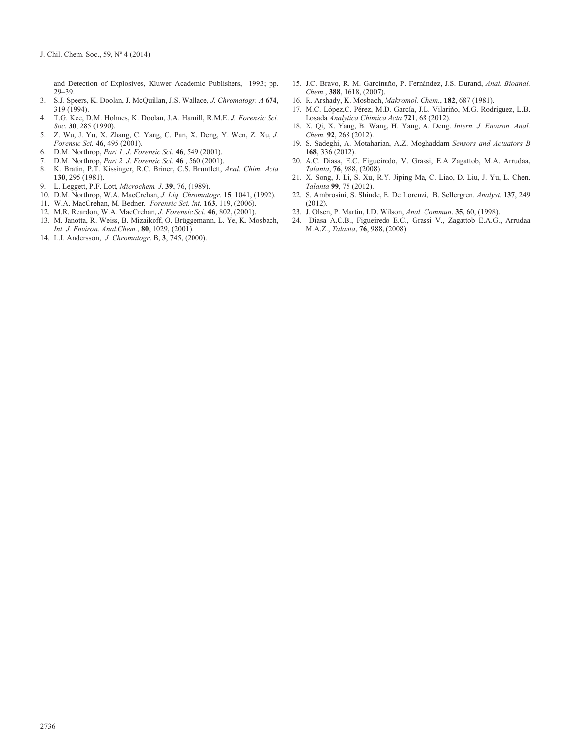and Detection of Explosives, Kluwer Academic Publishers, 1993; pp. 29–39.

3. S.J. Speers, K. Doolan, J. McQuillan, J.S. Wallace, *J. Chromatogr. A* **674**, 319 (1994).
4. T.G. Kee, D.M. Holmes, K. Doolan, J.A. Hamill, R.M.E. *J. Forensic Sci. Soc.* **30**, 285 (1990).
5. Z. Wu, J. Yu, X. Zhang, C. Yang, C. Pan, X. Deng, Y. Wen, Z. Xu, *J. Forensic Sci.* **46**, 495 (2001).
6. D.M. Northrop, *Part 1, J. Forensic Sci*. **46**, 549 (2001).
7. D.M. Northrop, *Part 2. J. Forensic Sci.* **46** , 560 (2001).
8. K. Bratin, P.T. Kissinger, R.C. Briner, C.S. Bruntlett, *Anal. Chim. Acta* **130**, 295 (1981).
9. L. Leggett, P.F. Lott, *Microchem. J*. **39**, 76, (1989).
10. D.M. Northrop, W.A. MacCrehan, *J. Liq. Chromatogr.* **15**, 1041, (1992).
11. W.A. MacCrehan, M. Bedner*, Forensic Sci. Int.* **163**, 119, (2006).
12. M.R. Reardon, W.A. MacCrehan, *J. Forensic Sci.* **46**, 802, (2001).
13. M. Janotta, R. Weiss, B. Mizaikoff, O. Brüggemann, L. Ye, K. Mosbach, *Int. J. Environ. Anal.Chem.*, **80**, 1029, (2001).
14. L.I. Andersson, *J. Chromatogr*. B, **3**, 745, (2000).
15. J.C. Bravo, R. M. Garcinuño, P. Fernández, J.S. Durand, *Anal. Bioanal. Chem.*, **388**, 1618, (2007).
16. R. Arshady, K. Mosbach, *Makromol. Chem.*, **182**, 687 (1981).
17. M.C. López,C. Pérez, M.D. García, J.L. Vilariño, M.G. Rodríguez, L.B. Losada *Analytica Chimica Acta* **721**, 68 (2012).
18. X. Qi, X. Yang, B. Wang, H. Yang, A. Deng. *Intern. J. Environ. Anal. Chem.* **92**, 268 (2012).
19. S. Sadeghi, A. Motaharian, A.Z. Moghaddam *Sensors and Actuators B* **168**, 336 (2012).
20. A.C. Diasa, E.C. Figueiredo, V. Grassi, E.A Zagattob, M.A. Arrudaa, *Talanta*, **76**, 988, (2008).
21. X. Song, J. Li, S. Xu, R.Y. Jiping Ma, C. Liao, D. Liu, J. Yu, L. Chen. *Talanta* **99**, 75 (2012).
22. S. Ambrosini, S. Shinde, E. De Lorenzi, B. Sellergren*. Analyst.* **137**, 249 (2012).
23. J. Olsen, P. Martin, I.D. Wilson, *Anal. Commun*. **35**, 60, (1998).
24. Diasa A.C.B., Figueiredo E.C., Grassi V., Zagattob E.A.G., Arrudaa M.A.Z., *Talanta*, **76**, 988, (2008)